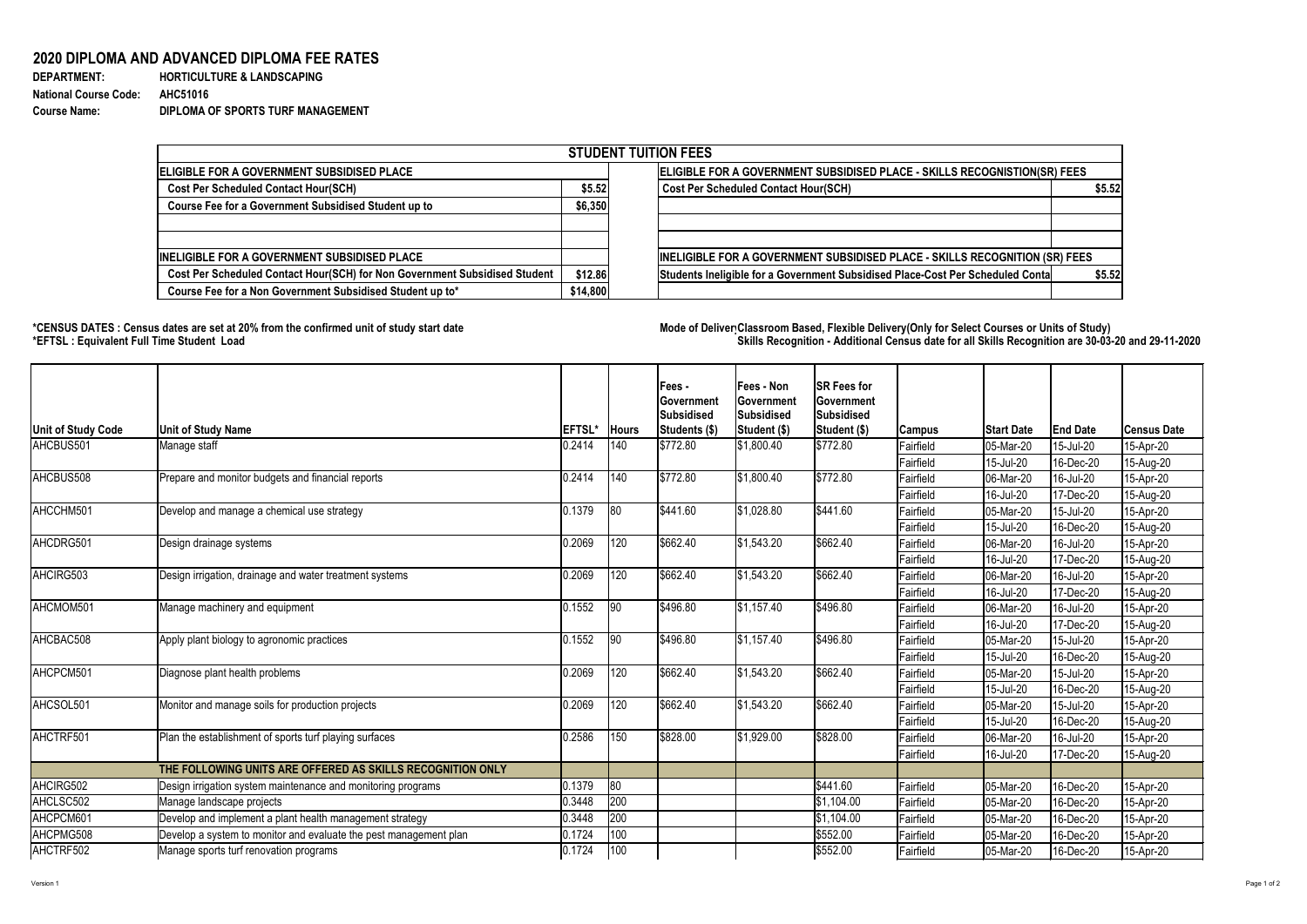## 2020 DIPLOMA AND ADVANCED DIPLOMA FEE RATES

**DEPARTMENT:** HORTICULTURE & LANDSCAPING
**National Course Code:** AHC51016
**Course Name:** DIPLOMA OF SPORTS TURF MANAGEMENT

| STUDENT TUITION FEES | | | |
|---|---|---|---|
| **ELIGIBLE FOR A GOVERNMENT SUBSIDISED PLACE** | | **ELIGIBLE FOR A GOVERNMENT SUBSIDISED PLACE - SKILLS RECOGNISTION(SR) FEES** | |
| Cost Per Scheduled Contact Hour(SCH) | $5.52 | Cost Per Scheduled Contact Hour(SCH) | $5.52 |
| Course Fee for a Government Subsidised Student up to | $6,350 | | |
| | | | |
| | | | |
| **INELIGIBLE FOR A GOVERNMENT SUBSIDISED PLACE** | | **INELIGIBLE FOR A GOVERNMENT SUBSIDISED PLACE - SKILLS RECOGNITION (SR) FEES** | |
| Cost Per Scheduled Contact Hour(SCH) for Non Government Subsidised Student | $12.86 | Students Ineligible for a Government Subsidised Place-Cost Per Scheduled Conta | $5.52 |
| Course Fee for a Non Government Subsidised Student up to* | $14,800 | | |

**\*CENSUS DATES : Census dates are set at 20% from the confirmed unit of study start date**
**\*EFTSL : Equivalent Full Time Student Load**

**Mode of Deliver Classroom Based, Flexible Delivery(Only for Select Courses or Units of Study)**
**Skills Recognition - Additional Census date for all Skills Recognition are 30-03-20 and 29-11-2020**

| Unit of Study Code | Unit of Study Name | EFTSL* | Hours | Fees - Government Subsidised Students ($) | Fees - Non Government Subsidised Student ($) | SR Fees for Government Subsidised Student ($) | Campus | Start Date | End Date | Census Date |
|---|---|---|---|---|---|---|---|---|---|---|
| AHCBUS501 | Manage staff | 0.2414 | 140 | $772.80 | $1,800.40 | $772.80 | Fairfield | 05-Mar-20 | 15-Jul-20 | 15-Apr-20 |
| | | | | | | | Fairfield | 15-Jul-20 | 16-Dec-20 | 15-Aug-20 |
| AHCBUS508 | Prepare and monitor budgets and financial reports | 0.2414 | 140 | $772.80 | $1,800.40 | $772.80 | Fairfield | 06-Mar-20 | 16-Jul-20 | 15-Apr-20 |
| | | | | | | | Fairfield | 16-Jul-20 | 17-Dec-20 | 15-Aug-20 |
| AHCCHM501 | Develop and manage a chemical use strategy | 0.1379 | 80 | $441.60 | $1,028.80 | $441.60 | Fairfield | 05-Mar-20 | 15-Jul-20 | 15-Apr-20 |
| | | | | | | | Fairfield | 15-Jul-20 | 16-Dec-20 | 15-Aug-20 |
| AHCDRG501 | Design drainage systems | 0.2069 | 120 | $662.40 | $1,543.20 | $662.40 | Fairfield | 06-Mar-20 | 16-Jul-20 | 15-Apr-20 |
| | | | | | | | Fairfield | 16-Jul-20 | 17-Dec-20 | 15-Aug-20 |
| AHCIRG503 | Design irrigation, drainage and water treatment systems | 0.2069 | 120 | $662.40 | $1,543.20 | $662.40 | Fairfield | 06-Mar-20 | 16-Jul-20 | 15-Apr-20 |
| | | | | | | | Fairfield | 16-Jul-20 | 17-Dec-20 | 15-Aug-20 |
| AHCMOM501 | Manage machinery and equipment | 0.1552 | 90 | $496.80 | $1,157.40 | $496.80 | Fairfield | 06-Mar-20 | 16-Jul-20 | 15-Apr-20 |
| | | | | | | | Fairfield | 16-Jul-20 | 17-Dec-20 | 15-Aug-20 |
| AHCBAC508 | Apply plant biology to agronomic practices | 0.1552 | 90 | $496.80 | $1,157.40 | $496.80 | Fairfield | 05-Mar-20 | 15-Jul-20 | 15-Apr-20 |
| | | | | | | | Fairfield | 15-Jul-20 | 16-Dec-20 | 15-Aug-20 |
| AHCPCM501 | Diagnose plant health problems | 0.2069 | 120 | $662.40 | $1,543.20 | $662.40 | Fairfield | 05-Mar-20 | 15-Jul-20 | 15-Apr-20 |
| | | | | | | | Fairfield | 15-Jul-20 | 16-Dec-20 | 15-Aug-20 |
| AHCSOL501 | Monitor and manage soils for production projects | 0.2069 | 120 | $662.40 | $1,543.20 | $662.40 | Fairfield | 05-Mar-20 | 15-Jul-20 | 15-Apr-20 |
| | | | | | | | Fairfield | 15-Jul-20 | 16-Dec-20 | 15-Aug-20 |
| AHCTRF501 | Plan the establishment of sports turf playing surfaces | 0.2586 | 150 | $828.00 | $1,929.00 | $828.00 | Fairfield | 06-Mar-20 | 16-Jul-20 | 15-Apr-20 |
| | | | | | | | Fairfield | 16-Jul-20 | 17-Dec-20 | 15-Aug-20 |
| | **THE FOLLOWING UNITS ARE OFFERED AS SKILLS RECOGNITION ONLY** | | | | | | | | | |
| AHCIRG502 | Design irrigation system maintenance and monitoring programs | 0.1379 | 80 | | | $441.60 | Fairfield | 05-Mar-20 | 16-Dec-20 | 15-Apr-20 |
| AHCLSC502 | Manage landscape projects | 0.3448 | 200 | | | $1,104.00 | Fairfield | 05-Mar-20 | 16-Dec-20 | 15-Apr-20 |
| AHCPCM601 | Develop and implement a plant health management strategy | 0.3448 | 200 | | | $1,104.00 | Fairfield | 05-Mar-20 | 16-Dec-20 | 15-Apr-20 |
| AHCPMG508 | Develop a system to monitor and evaluate the pest management plan | 0.1724 | 100 | | | $552.00 | Fairfield | 05-Mar-20 | 16-Dec-20 | 15-Apr-20 |
| AHCTRF502 | Manage sports turf renovation programs | 0.1724 | 100 | | | $552.00 | Fairfield | 05-Mar-20 | 16-Dec-20 | 15-Apr-20 |

Version 1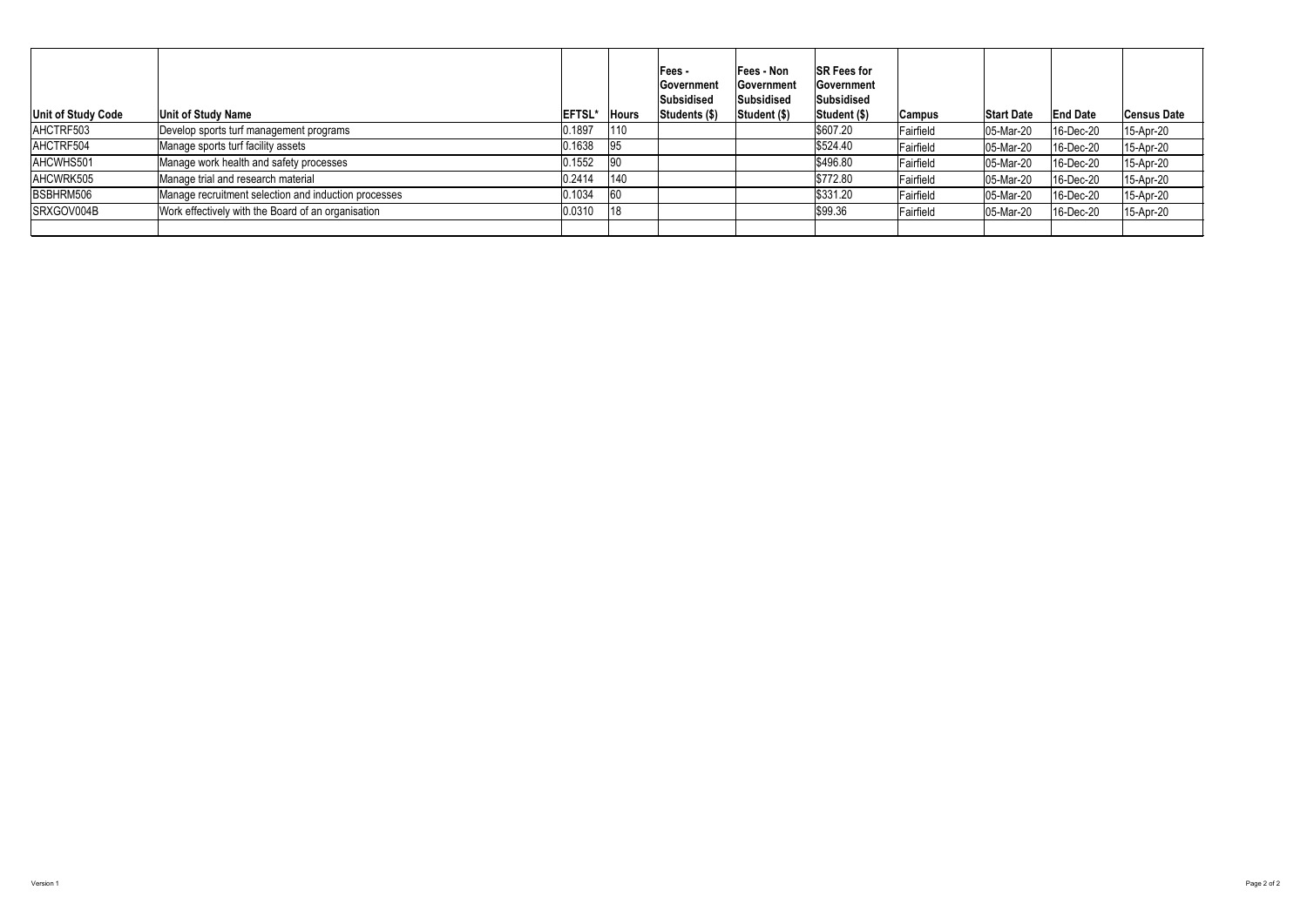| Unit of Study Code | Unit of Study Name | EFTSL* | Hours | Fees - Government Subsidised Students ($) | Fees - Non Government Subsidised Student ($) | SR Fees for Government Subsidised Student ($) | Campus | Start Date | End Date | Census Date |
|---|---|---|---|---|---|---|---|---|---|---|
| AHCTRF503 | Develop sports turf management programs | 0.1897 | 110 | | | $607.20 | Fairfield | 05-Mar-20 | 16-Dec-20 | 15-Apr-20 |
| AHCTRF504 | Manage sports turf facility assets | 0.1638 | 95 | | | $524.40 | Fairfield | 05-Mar-20 | 16-Dec-20 | 15-Apr-20 |
| AHCWHS501 | Manage work health and safety processes | 0.1552 | 90 | | | $496.80 | Fairfield | 05-Mar-20 | 16-Dec-20 | 15-Apr-20 |
| AHCWRK505 | Manage trial and research material | 0.2414 | 140 | | | $772.80 | Fairfield | 05-Mar-20 | 16-Dec-20 | 15-Apr-20 |
| BSBHRM506 | Manage recruitment selection and induction processes | 0.1034 | 60 | | | $331.20 | Fairfield | 05-Mar-20 | 16-Dec-20 | 15-Apr-20 |
| SRXGOV004B | Work effectively with the Board of an organisation | 0.0310 | 18 | | | $99.36 | Fairfield | 05-Mar-20 | 16-Dec-20 | 15-Apr-20 |
| | | | | | | | | | | |

Version 1